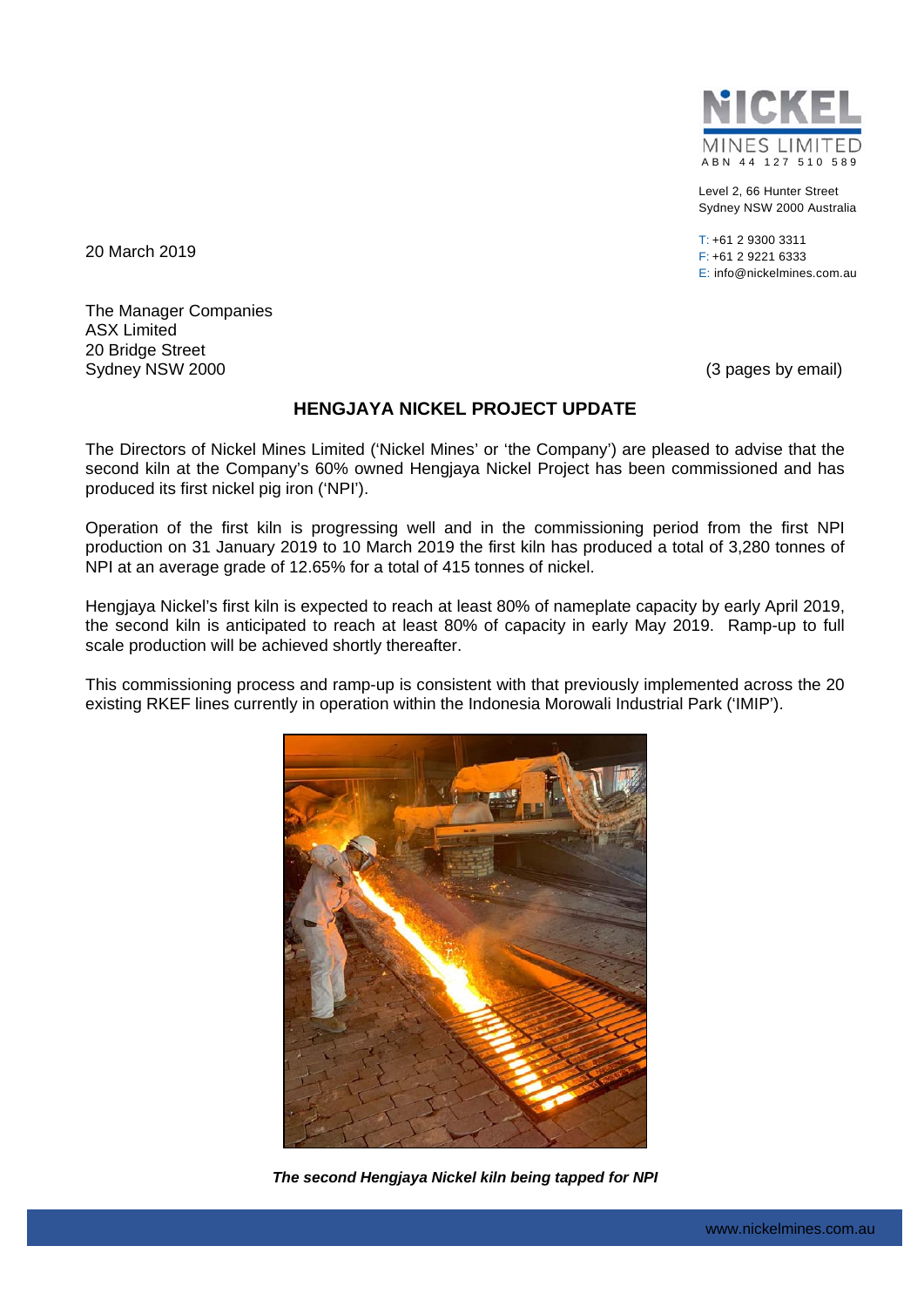NICKEL MINES LIMITED
ABN 44 127 510 589

Level 2, 66 Hunter Street
Sydney NSW 2000 Australia

T: +61 2 9300 3311
F: +61 2 9221 6333
E: info@nickelmines.com.au

20 March 2019

The Manager Companies
ASX Limited
20 Bridge Street
Sydney NSW 2000

(3 pages by email)

## HENGJAYA NICKEL PROJECT UPDATE

The Directors of Nickel Mines Limited ('Nickel Mines' or 'the Company') are pleased to advise that the second kiln at the Company's 60% owned Hengjaya Nickel Project has been commissioned and has produced its first nickel pig iron ('NPI').

Operation of the first kiln is progressing well and in the commissioning period from the first NPI production on 31 January 2019 to 10 March 2019 the first kiln has produced a total of 3,280 tonnes of NPI at an average grade of 12.65% for a total of 415 tonnes of nickel.

Hengjaya Nickel's first kiln is expected to reach at least 80% of nameplate capacity by early April 2019, the second kiln is anticipated to reach at least 80% of capacity in early May 2019. Ramp-up to full scale production will be achieved shortly thereafter.

This commissioning process and ramp-up is consistent with that previously implemented across the 20 existing RKEF lines currently in operation within the Indonesia Morowali Industrial Park ('IMIP').

***The second Hengjaya Nickel kiln being tapped for NPI***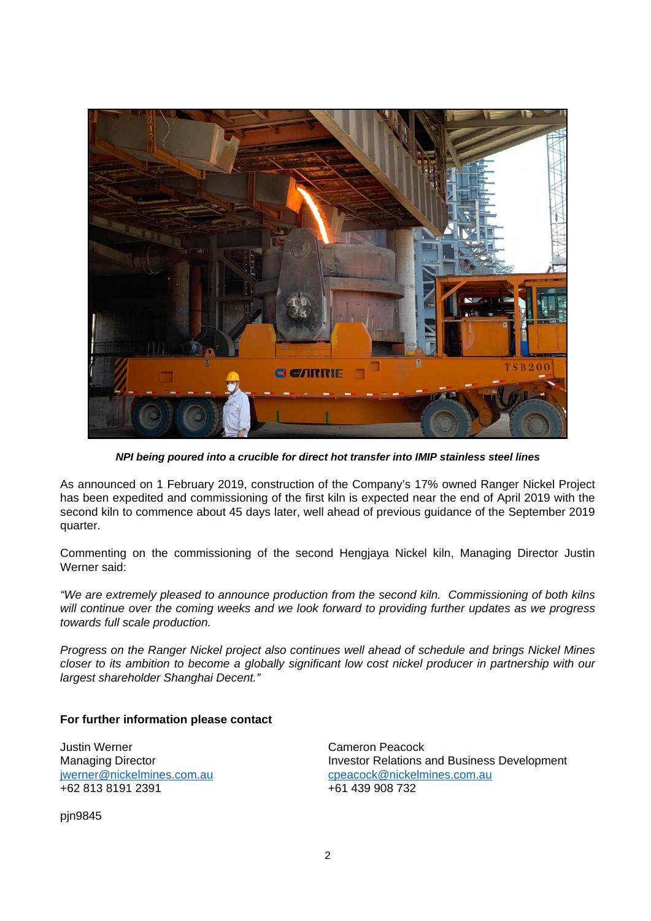***NPI being poured into a crucible for direct hot transfer into IMIP stainless steel lines***

As announced on 1 February 2019, construction of the Company's 17% owned Ranger Nickel Project has been expedited and commissioning of the first kiln is expected near the end of April 2019 with the second kiln to commence about 45 days later, well ahead of previous guidance of the September 2019 quarter.

Commenting on the commissioning of the second Hengjaya Nickel kiln, Managing Director Justin Werner said:

*"We are extremely pleased to announce production from the second kiln. Commissioning of both kilns will continue over the coming weeks and we look forward to providing further updates as we progress towards full scale production.*

*Progress on the Ranger Nickel project also continues well ahead of schedule and brings Nickel Mines closer to its ambition to become a globally significant low cost nickel producer in partnership with our largest shareholder Shanghai Decent."*

**For further information please contact**

Justin Werner
Managing Director
jwerner@nickelmines.com.au
+62 813 8191 2391

Cameron Peacock
Investor Relations and Business Development
cpeacock@nickelmines.com.au
+61 439 908 732

pjn9845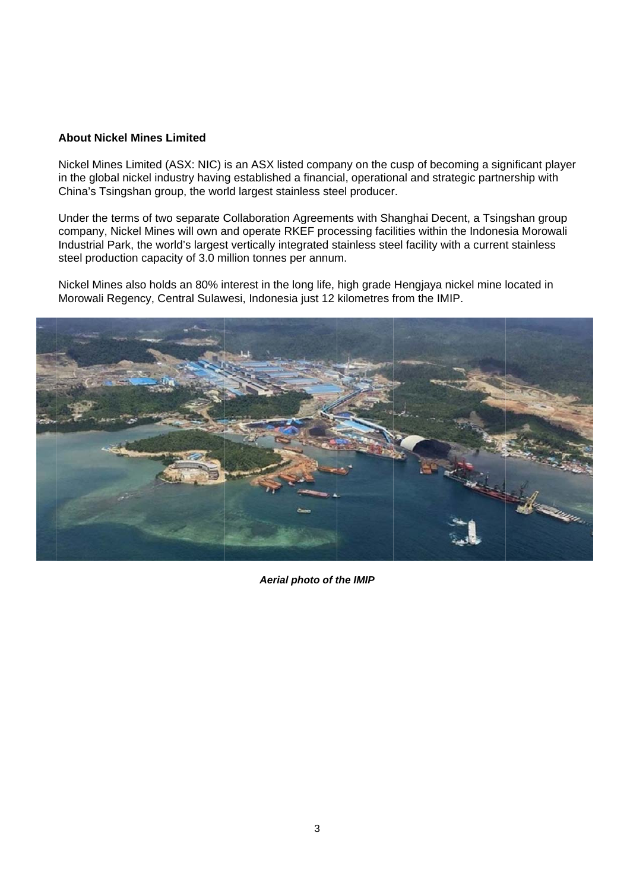**About Nickel Mines Limited**

Nickel Mines Limited (ASX: NIC) is an ASX listed company on the cusp of becoming a significant player in the global nickel industry having established a financial, operational and strategic partnership with China's Tsingshan group, the world largest stainless steel producer.

Under the terms of two separate Collaboration Agreements with Shanghai Decent, a Tsingshan group company, Nickel Mines will own and operate RKEF processing facilities within the Indonesia Morowali Industrial Park, the world's largest vertically integrated stainless steel facility with a current stainless steel production capacity of 3.0 million tonnes per annum.

Nickel Mines also holds an 80% interest in the long life, high grade Hengjaya nickel mine located in Morowali Regency, Central Sulawesi, Indonesia just 12 kilometres from the IMIP.

***Aerial photo of the IMIP***